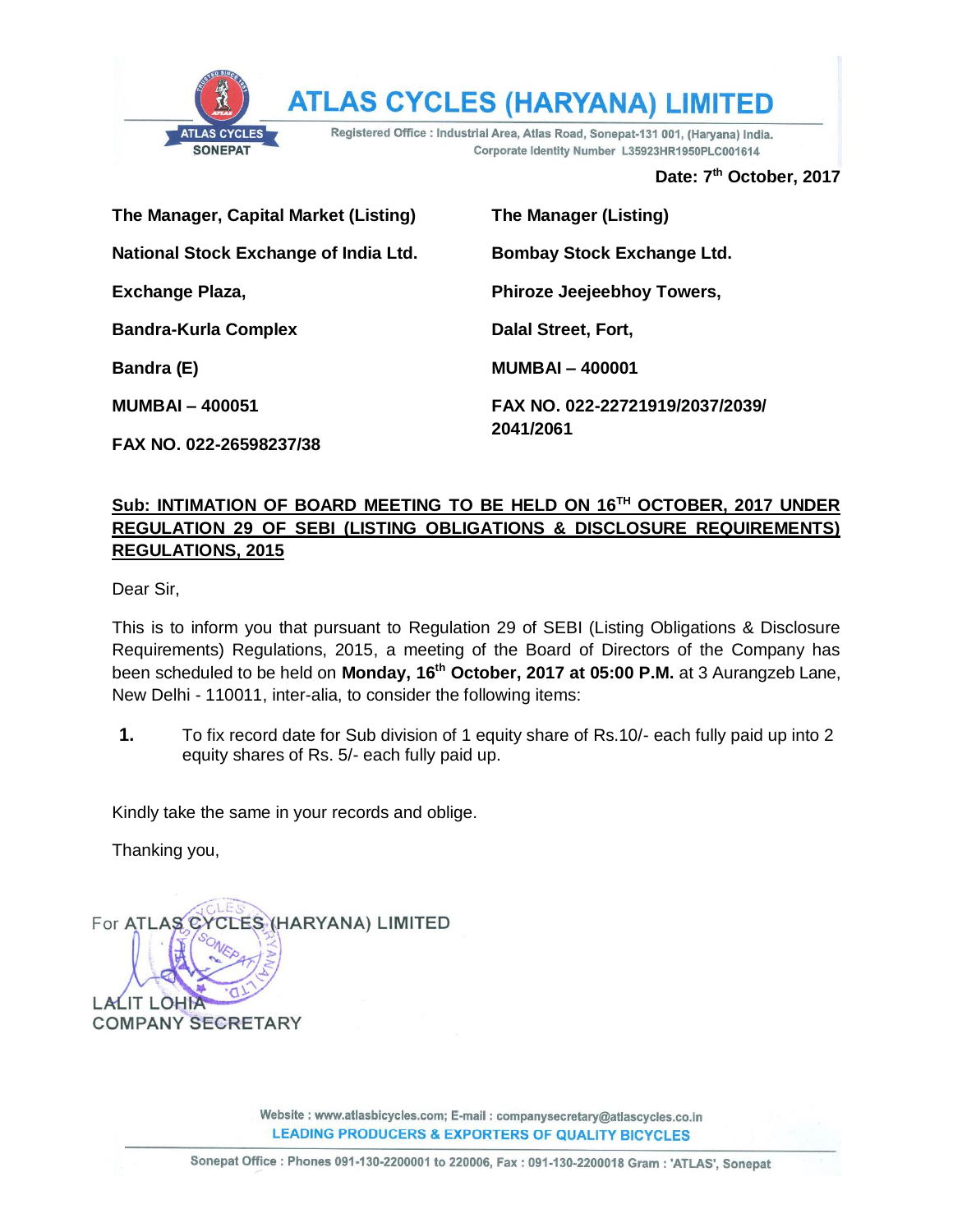# ATLAS CYCLES (HARYANA) LIMITED

Registered Office : Industrial Area, Atlas Road, Sonepat-131 001, (Haryana) India.
Corporate Identity Number L35923HR1950PLC001614

**Date: 7th October, 2017**

**The Manager, Capital Market (Listing)**
**National Stock Exchange of India Ltd.**
**Exchange Plaza,**
**Bandra-Kurla Complex**
**Bandra (E)**
**MUMBAI – 400051**
**FAX NO. 022-26598237/38**

**The Manager (Listing)**
**Bombay Stock Exchange Ltd.**
**Phiroze Jeejeebhoy Towers,**
**Dalal Street, Fort,**
**MUMBAI – 400001**
**FAX NO. 022-22721919/2037/2039/2041/2061**

**Sub: INTIMATION OF BOARD MEETING TO BE HELD ON 16TH OCTOBER, 2017 UNDER REGULATION 29 OF SEBI (LISTING OBLIGATIONS & DISCLOSURE REQUIREMENTS) REGULATIONS, 2015**

Dear Sir,

This is to inform you that pursuant to Regulation 29 of SEBI (Listing Obligations & Disclosure Requirements) Regulations, 2015, a meeting of the Board of Directors of the Company has been scheduled to be held on **Monday, 16th October, 2017 at 05:00 P.M.** at 3 Aurangzeb Lane, New Delhi - 110011, inter-alia, to consider the following items:

1. To fix record date for Sub division of 1 equity share of Rs.10/- each fully paid up into 2 equity shares of Rs. 5/- each fully paid up.

Kindly take the same in your records and oblige.

Thanking you,

For ATLAS CYCLES (HARYANA) LIMITED

LALIT LOHIA
COMPANY SECRETARY

Website : www.atlasbicycles.com; E-mail : companysecretary@atlascycles.co.in
LEADING PRODUCERS & EXPORTERS OF QUALITY BICYCLES

Sonepat Office : Phones 091-130-2200001 to 220006, Fax : 091-130-2200018 Gram : 'ATLAS', Sonepat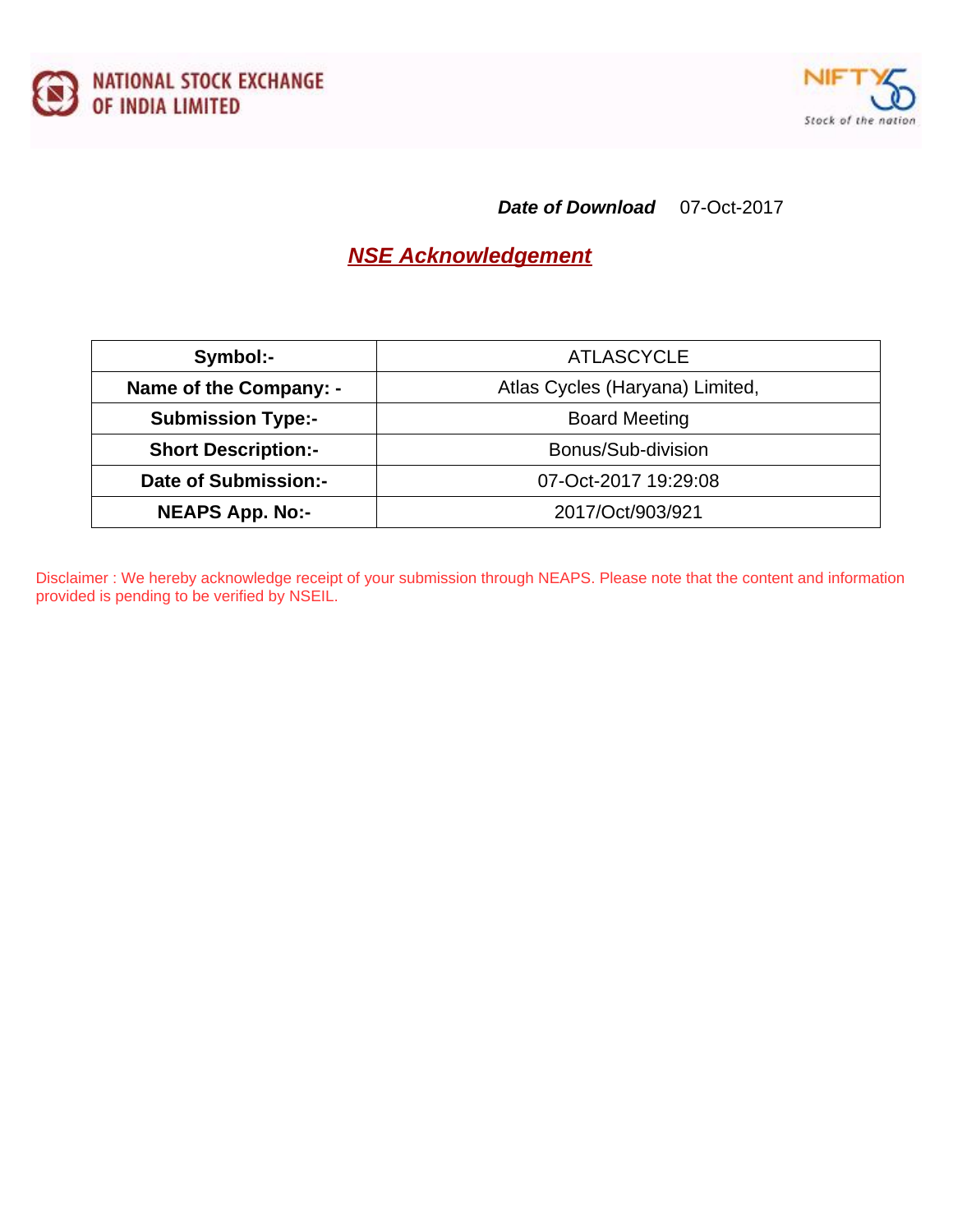NATIONAL STOCK EXCHANGE OF INDIA LIMITED

***Date of Download*** 07-Oct-2017

## ***NSE Acknowledgement***

| **Symbol:-** | ATLASCYCLE |
|---|---|
| **Name of the Company: -** | Atlas Cycles (Haryana) Limited, |
| **Submission Type:-** | Board Meeting |
| **Short Description:-** | Bonus/Sub-division |
| **Date of Submission:-** | 07-Oct-2017 19:29:08 |
| **NEAPS App. No:-** | 2017/Oct/903/921 |

Disclaimer : We hereby acknowledge receipt of your submission through NEAPS. Please note that the content and information provided is pending to be verified by NSEIL.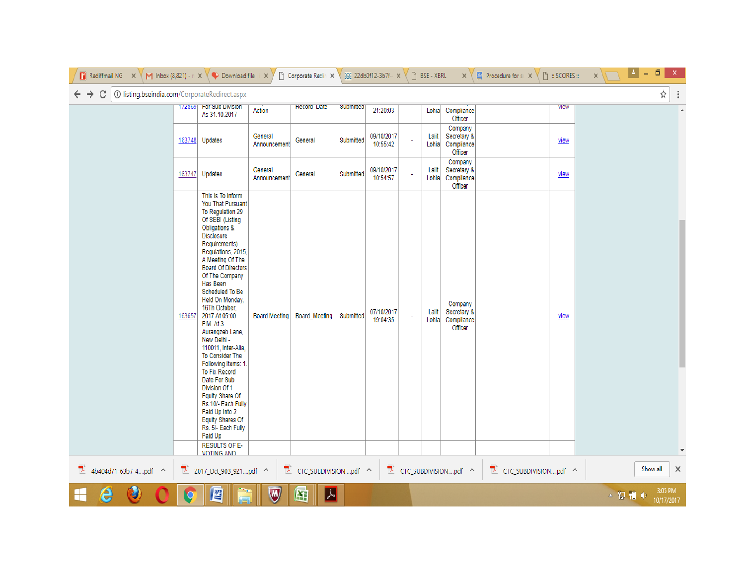| | | | | | | | | | | |
|---|---|---|---|---|---|---|---|---|---|---|
| 172869 | For Sub Division As 31.10.2017 | Action | Record_Date | Submitted | 21:20:03 | - | Lohia | Compliance Officer | | view |
| 163748 | Updates | General Announcement | General | Submitted | 09/10/2017 10:55:42 | - | Lalit Lohia | Company Secretary & Compliance Officer | | view |
| 163747 | Updates | General Announcement | General | Submitted | 09/10/2017 10:54:57 | - | Lalit Lohia | Company Secretary & Compliance Officer | | view |
| 163657 | This Is To Inform You That Pursuant To Regulation 29 Of SEBI (Listing Obligations & Disclosure Requirements) Regulations, 2015, A Meeting Of The Board Of Directors Of The Company Has Been Scheduled To Be Held On Monday, 16Th October, 2017 At 05:00 P.M. At 3 Aurangzeb Lane, New Delhi - 110011, Inter-Alia, To Consider The Following Items: 1. To Fix Record Date For Sub Division Of 1 Equity Share Of Rs.10/- Each Fully Paid Up Into 2 Equity Shares Of Rs. 5/- Each Fully Paid Up | Board Meeting | Board_Meeting | Submitted | 07/10/2017 19:04:35 | - | Lalit Lohia | Company Secretary & Compliance Officer | | view |
| | RESULTS OF E-VOTING AND | | | | | | | | | |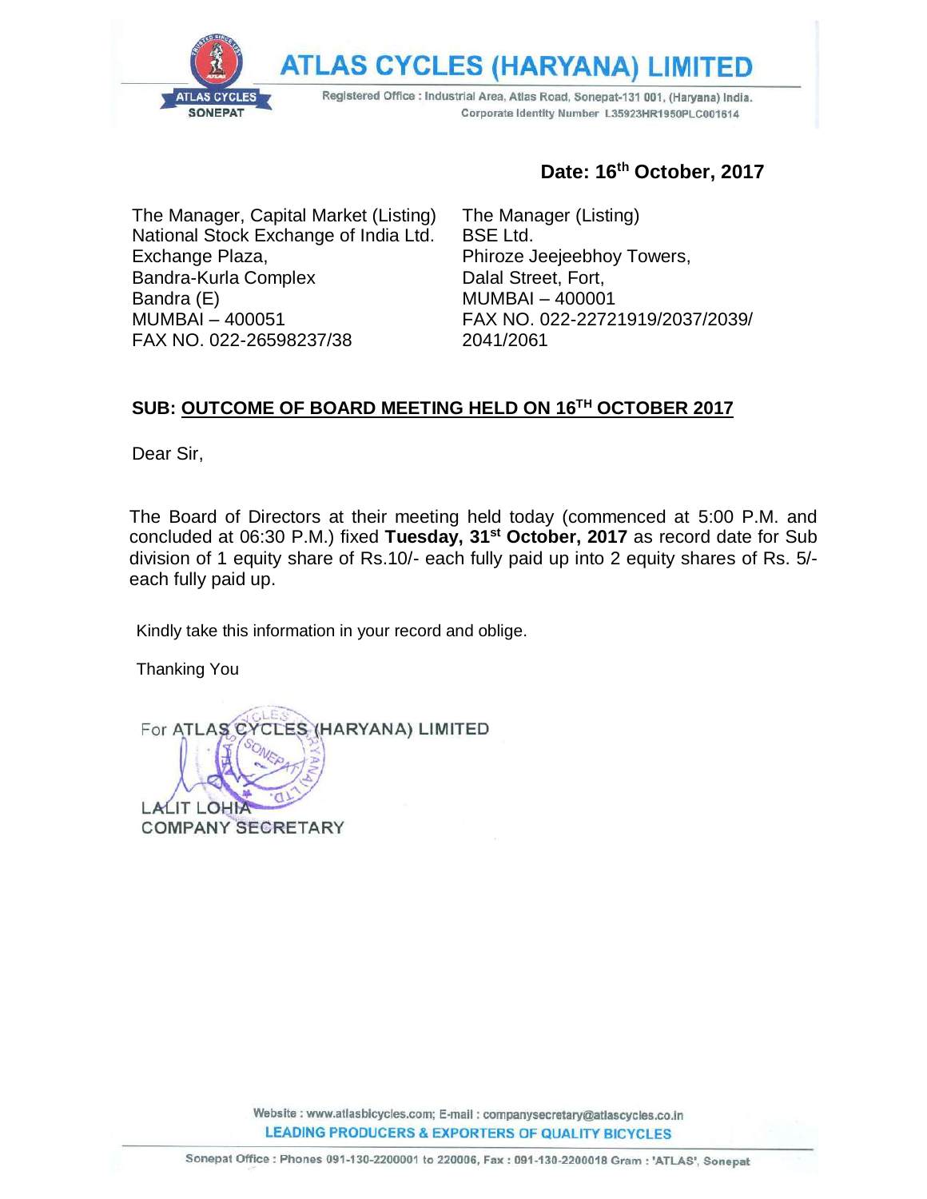# ATLAS CYCLES (HARYANA) LIMITED

Registered Office : Industrial Area, Atlas Road, Sonepat-131 001, (Haryana) India.
Corporate Identity Number L35923HR1950PLC001614

**Date: 16th October, 2017**

The Manager, Capital Market (Listing)
National Stock Exchange of India Ltd.
Exchange Plaza,
Bandra-Kurla Complex
Bandra (E)
MUMBAI – 400051
FAX NO. 022-26598237/38

The Manager (Listing)
BSE Ltd.
Phiroze Jeejeebhoy Towers,
Dalal Street, Fort,
MUMBAI – 400001
FAX NO. 022-22721919/2037/2039/2041/2061

**SUB: OUTCOME OF BOARD MEETING HELD ON 16TH OCTOBER 2017**

Dear Sir,

The Board of Directors at their meeting held today (commenced at 5:00 P.M. and concluded at 06:30 P.M.) fixed **Tuesday, 31st October, 2017** as record date for Sub division of 1 equity share of Rs.10/- each fully paid up into 2 equity shares of Rs. 5/- each fully paid up.

Kindly take this information in your record and oblige.

Thanking You

For ATLAS CYCLES (HARYANA) LIMITED

LALIT LOHIA
COMPANY SECRETARY

Website : www.atlasbicycles.com; E-mail : companysecretary@atlascycles.co.in
LEADING PRODUCERS & EXPORTERS OF QUALITY BICYCLES

Sonepat Office : Phones 091-130-2200001 to 220006, Fax : 091-130-2200018 Gram : 'ATLAS', Sonepat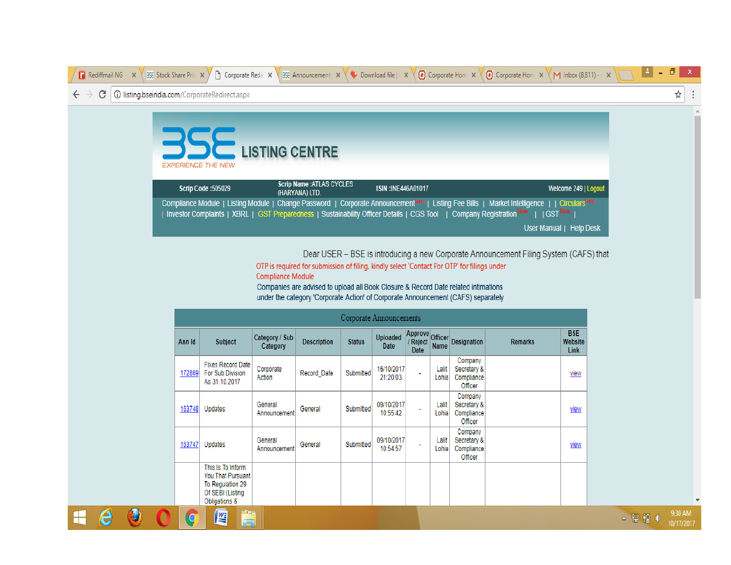# LISTING CENTRE

EXPERIENCE THE NEW

Scrip Code :505029 | Scrip Name :ATLAS CYCLES (HARYANA) LTD. | ISIN :INE446A01017 | Welcome 249 | Logout

Compliance Module | Listing Module | Change Password | Corporate Announcement New | Listing Fee Bills | Market Intelligence | | Circulars New | Investor Complaints | XBRL | GST Preparedness | Sustainability Officer Details | CGS Tool | Company Registration New | | GST New |

User Manual | Help Desk

Dear USER – BSE is introducing a new Corporate Announcement Filing System (CAFS) that

OTP is required for submission of filing, kindly select 'Contact For OTP' for filings under Compliance Module

Companies are advised to upload all Book Closure & Record Date related intimations under the category 'Corporate Action' of Corporate Announcement (CAFS) separately

## Corporate Announcements

| Ann Id | Subject | Category / Sub Category | Description | Status | Uploaded Date | Approve / Reject Date | Officer Name | Designation | Remarks | BSE Website Link |
|---|---|---|---|---|---|---|---|---|---|---|
| 172869 | Fixes Record Date For Sub Division As 31.10.2017 | Corporate Action | Record_Date | Submitted | 16/10/2017 21:20:03 | - | Lalit Lohia | Company Secretary & Compliance Officer | | view |
| 163748 | Updates | General Announcement | General | Submitted | 09/10/2017 10:55:42 | - | Lalit Lohia | Company Secretary & Compliance Officer | | view |
| 163747 | Updates | General Announcement | General | Submitted | 09/10/2017 10:54:57 | - | Lalit Lohia | Company Secretary & Compliance Officer | | view |
| | This Is To Inform You That Pursuant To Regulation 29 Of SEBI (Listing Obligations & | | | | | | | | | |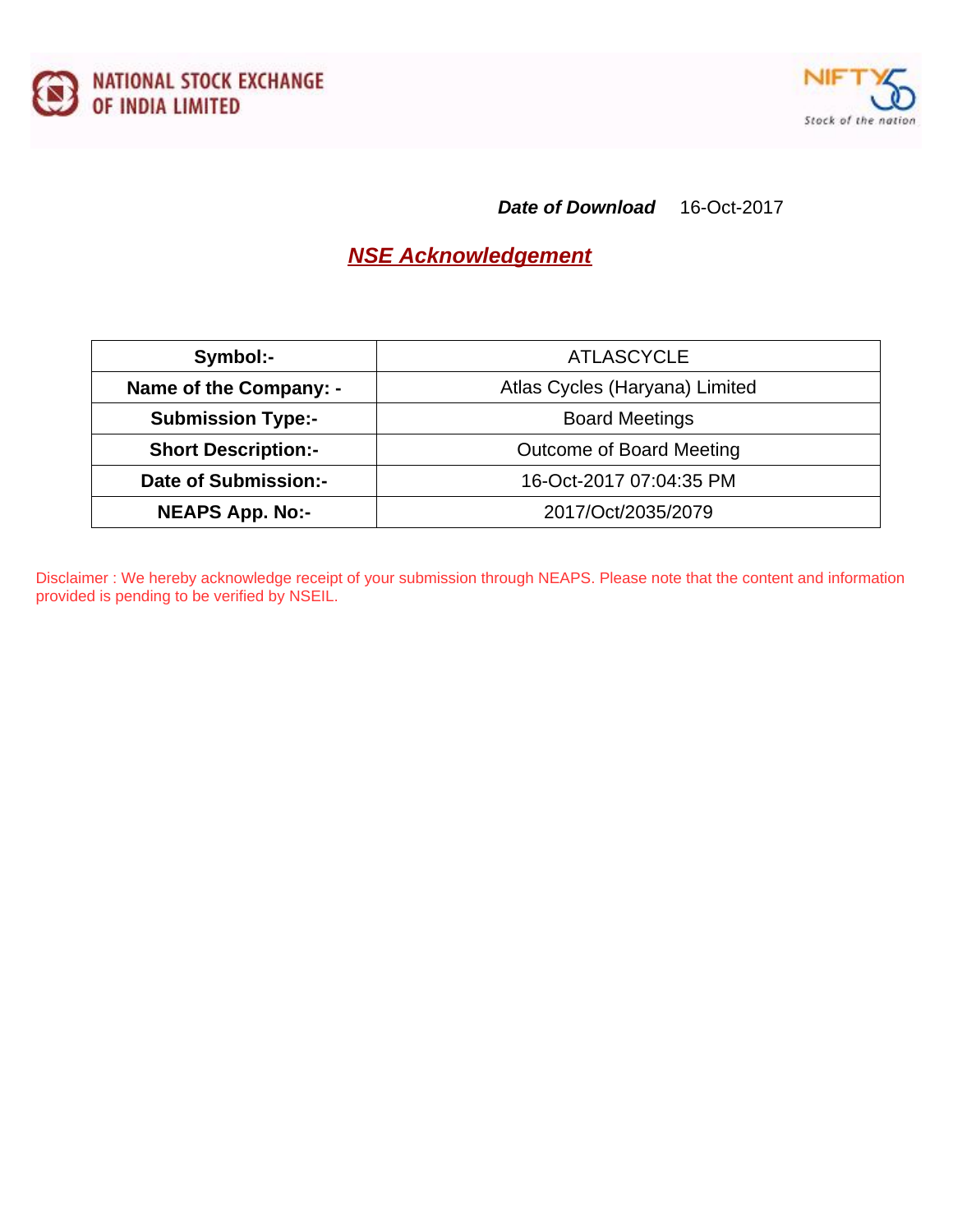NATIONAL STOCK EXCHANGE OF INDIA LIMITED

NIFTY 50 Stock of the nation

***Date of Download*** 16-Oct-2017

## NSE Acknowledgement

| Symbol:- | ATLASCYCLE |
|---|---|
| **Name of the Company: -** | Atlas Cycles (Haryana) Limited |
| **Submission Type:-** | Board Meetings |
| **Short Description:-** | Outcome of Board Meeting |
| **Date of Submission:-** | 16-Oct-2017 07:04:35 PM |
| **NEAPS App. No:-** | 2017/Oct/2035/2079 |

Disclaimer : We hereby acknowledge receipt of your submission through NEAPS. Please note that the content and information provided is pending to be verified by NSEIL.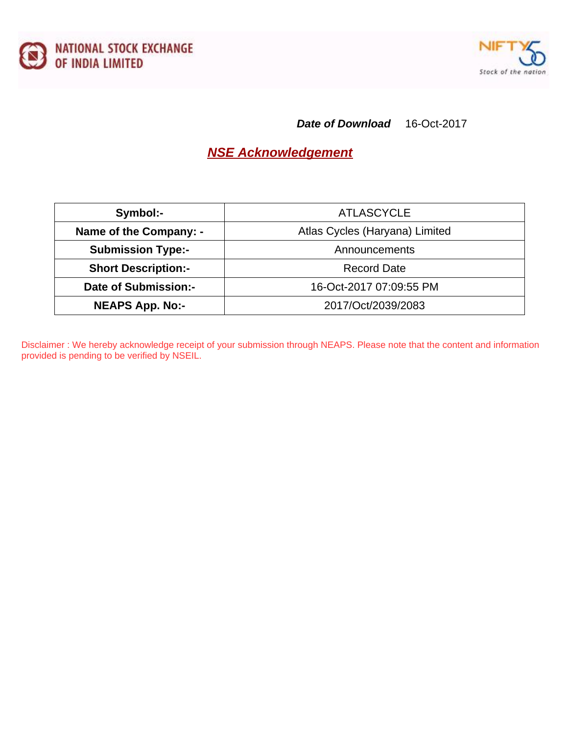NATIONAL STOCK EXCHANGE OF INDIA LIMITED

NIFTY 50 Stock of the nation

***Date of Download*** 16-Oct-2017

## ***NSE Acknowledgement***

| | |
|---|---|
| **Symbol:-** | ATLASCYCLE |
| **Name of the Company: -** | Atlas Cycles (Haryana) Limited |
| **Submission Type:-** | Announcements |
| **Short Description:-** | Record Date |
| **Date of Submission:-** | 16-Oct-2017 07:09:55 PM |
| **NEAPS App. No:-** | 2017/Oct/2039/2083 |

Disclaimer : We hereby acknowledge receipt of your submission through NEAPS. Please note that the content and information provided is pending to be verified by NSEIL.